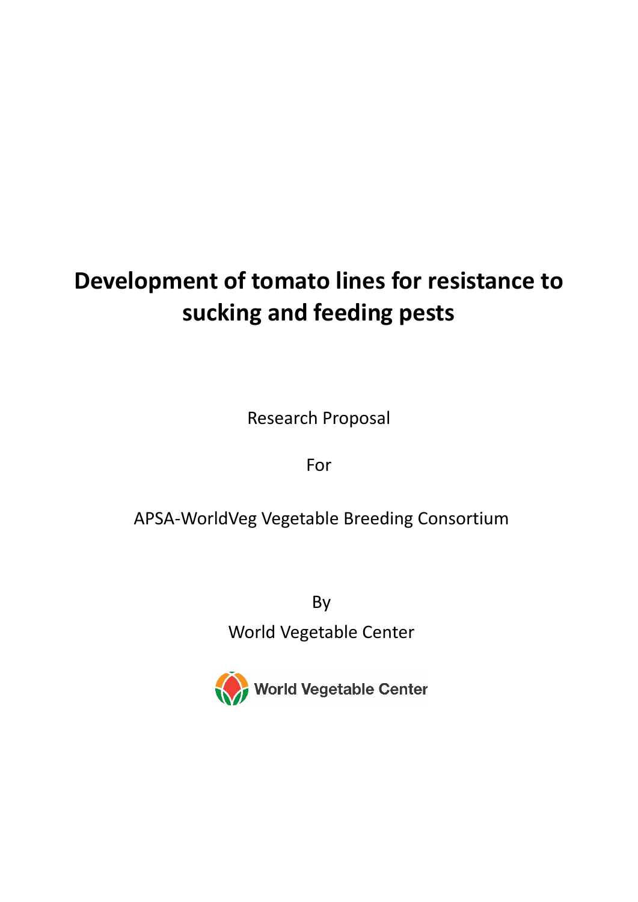# Development of tomato lines for resistance to sucking and feeding pests

Research Proposal

For

APSA-WorldVeg Vegetable Breeding Consortium

By

World Vegetable Center

World Vegetable Center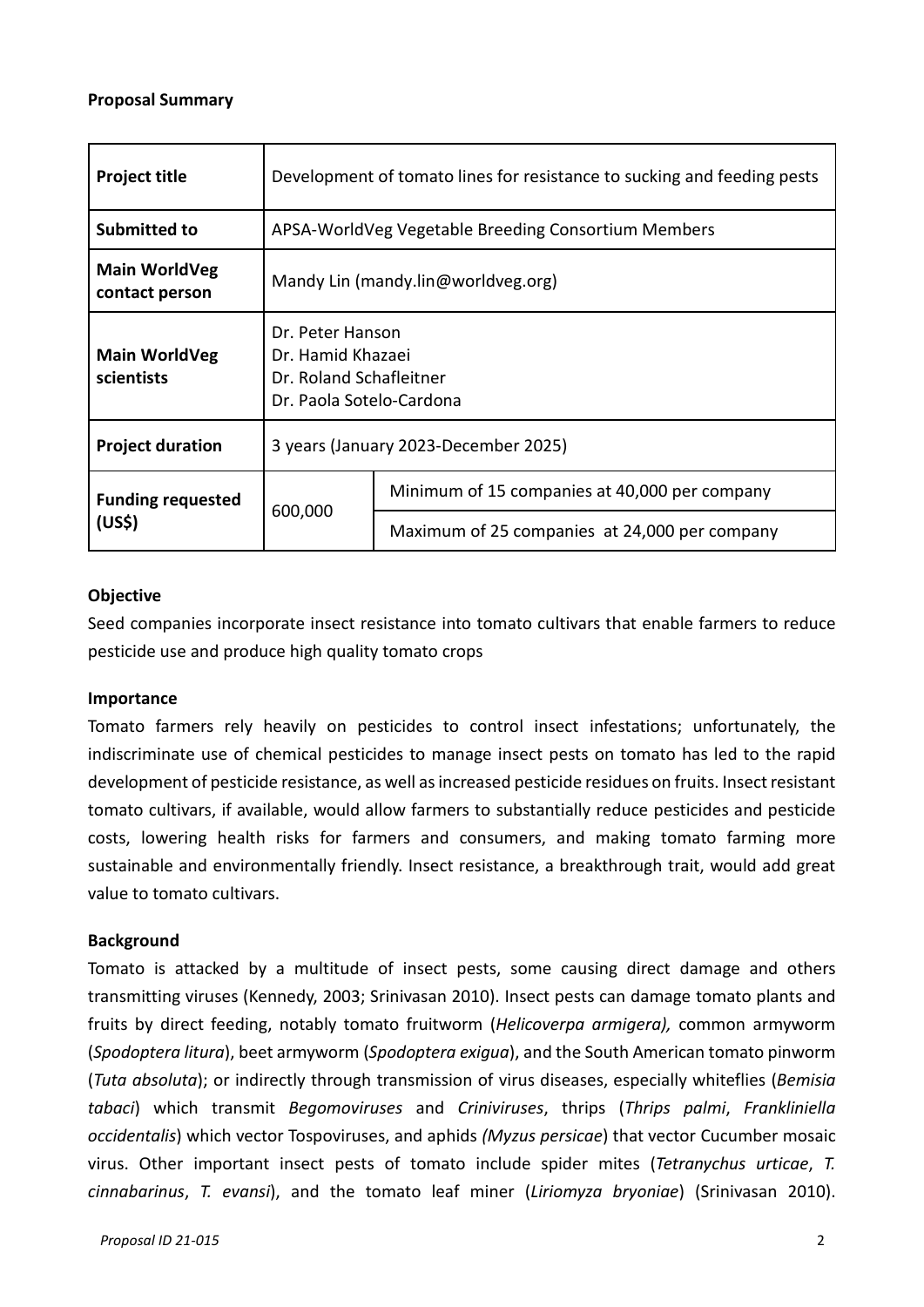**Proposal Summary**

| **Project title** | Development of tomato lines for resistance to sucking and feeding pests | |
|---|---|---|
| **Submitted to** | APSA-WorldVeg Vegetable Breeding Consortium Members | |
| **Main WorldVeg contact person** | Mandy Lin (mandy.lin@worldveg.org) | |
| **Main WorldVeg scientists** | Dr. Peter Hanson<br>Dr. Hamid Khazaei<br>Dr. Roland Schafleitner<br>Dr. Paola Sotelo-Cardona | |
| **Project duration** | 3 years (January 2023-December 2025) | |
| **Funding requested (US$)** | 600,000 | Minimum of 15 companies at 40,000 per company |
| | | Maximum of 25 companies at 24,000 per company |

**Objective**

Seed companies incorporate insect resistance into tomato cultivars that enable farmers to reduce pesticide use and produce high quality tomato crops

**Importance**

Tomato farmers rely heavily on pesticides to control insect infestations; unfortunately, the indiscriminate use of chemical pesticides to manage insect pests on tomato has led to the rapid development of pesticide resistance, as well as increased pesticide residues on fruits. Insect resistant tomato cultivars, if available, would allow farmers to substantially reduce pesticides and pesticide costs, lowering health risks for farmers and consumers, and making tomato farming more sustainable and environmentally friendly. Insect resistance, a breakthrough trait, would add great value to tomato cultivars.

**Background**

Tomato is attacked by a multitude of insect pests, some causing direct damage and others transmitting viruses (Kennedy, 2003; Srinivasan 2010). Insect pests can damage tomato plants and fruits by direct feeding, notably tomato fruitworm (*Helicoverpa armigera),* common armyworm (*Spodoptera litura*), beet armyworm (*Spodoptera exigua*), and the South American tomato pinworm (*Tuta absoluta*); or indirectly through transmission of virus diseases, especially whiteflies (*Bemisia tabaci*) which transmit *Begomoviruses* and *Criniviruses*, thrips (*Thrips palmi*, *Frankliniella occidentalis*) which vector Tospoviruses, and aphids *(Myzus persicae*) that vector Cucumber mosaic virus. Other important insect pests of tomato include spider mites (*Tetranychus urticae*, *T. cinnabarinus*, *T. evansi*), and the tomato leaf miner (*Liriomyza bryoniae*) (Srinivasan 2010).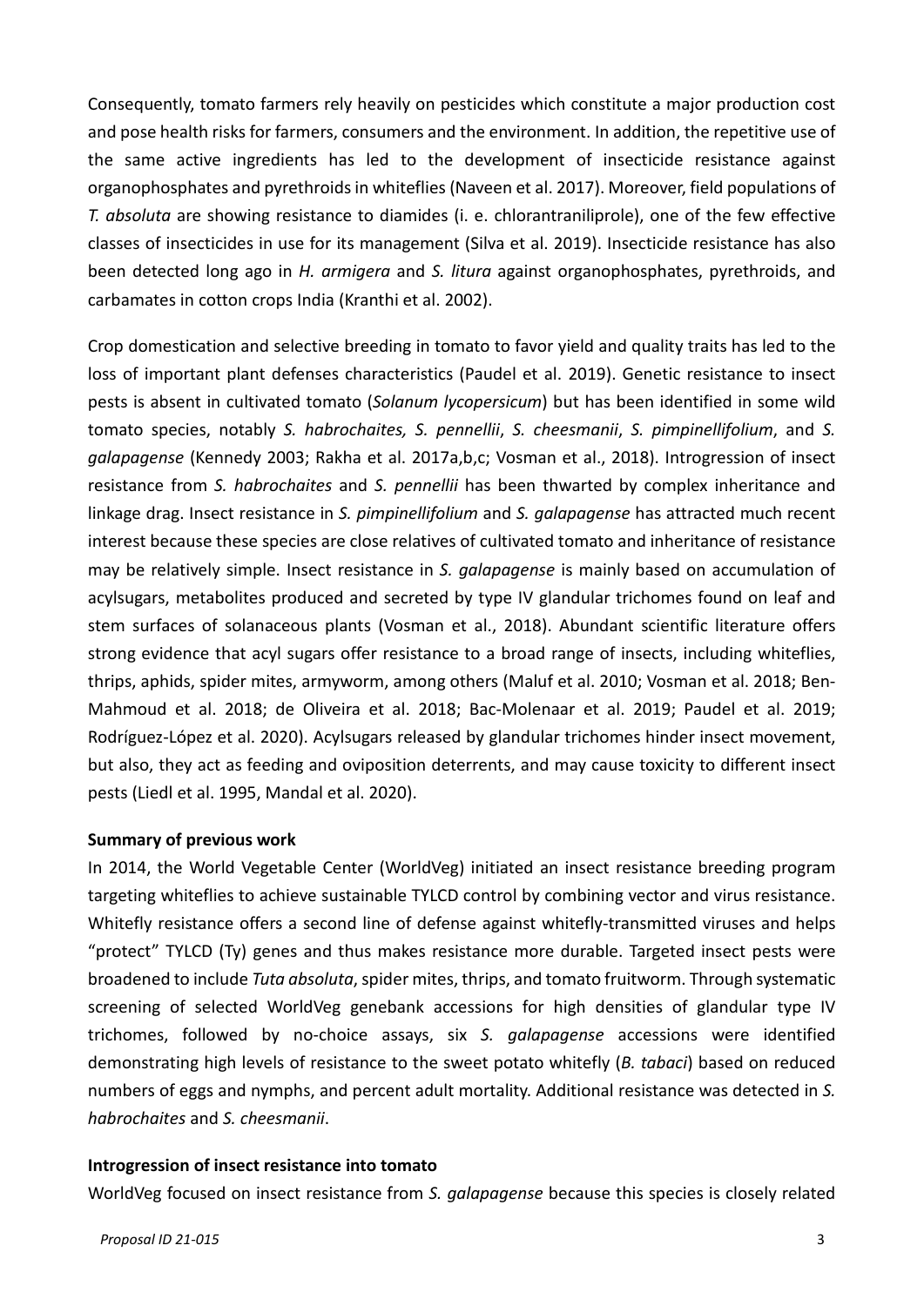Consequently, tomato farmers rely heavily on pesticides which constitute a major production cost and pose health risks for farmers, consumers and the environment. In addition, the repetitive use of the same active ingredients has led to the development of insecticide resistance against organophosphates and pyrethroids in whiteflies (Naveen et al. 2017). Moreover, field populations of *T. absoluta* are showing resistance to diamides (i. e. chlorantraniliprole), one of the few effective classes of insecticides in use for its management (Silva et al. 2019). Insecticide resistance has also been detected long ago in *H. armigera* and *S. litura* against organophosphates, pyrethroids, and carbamates in cotton crops India (Kranthi et al. 2002).

Crop domestication and selective breeding in tomato to favor yield and quality traits has led to the loss of important plant defenses characteristics (Paudel et al. 2019). Genetic resistance to insect pests is absent in cultivated tomato (*Solanum lycopersicum*) but has been identified in some wild tomato species, notably *S. habrochaites, S. pennellii*, *S. cheesmanii*, *S. pimpinellifolium*, and *S. galapagense* (Kennedy 2003; Rakha et al. 2017a,b,c; Vosman et al., 2018). Introgression of insect resistance from *S. habrochaites* and *S. pennellii* has been thwarted by complex inheritance and linkage drag. Insect resistance in *S. pimpinellifolium* and *S. galapagense* has attracted much recent interest because these species are close relatives of cultivated tomato and inheritance of resistance may be relatively simple. Insect resistance in *S. galapagense* is mainly based on accumulation of acylsugars, metabolites produced and secreted by type IV glandular trichomes found on leaf and stem surfaces of solanaceous plants (Vosman et al., 2018). Abundant scientific literature offers strong evidence that acyl sugars offer resistance to a broad range of insects, including whiteflies, thrips, aphids, spider mites, armyworm, among others (Maluf et al. 2010; Vosman et al. 2018; Ben-Mahmoud et al. 2018; de Oliveira et al. 2018; Bac-Molenaar et al. 2019; Paudel et al. 2019; Rodríguez-López et al. 2020). Acylsugars released by glandular trichomes hinder insect movement, but also, they act as feeding and oviposition deterrents, and may cause toxicity to different insect pests (Liedl et al. 1995, Mandal et al. 2020).

**Summary of previous work**

In 2014, the World Vegetable Center (WorldVeg) initiated an insect resistance breeding program targeting whiteflies to achieve sustainable TYLCD control by combining vector and virus resistance. Whitefly resistance offers a second line of defense against whitefly-transmitted viruses and helps "protect" TYLCD (Ty) genes and thus makes resistance more durable. Targeted insect pests were broadened to include *Tuta absoluta*, spider mites, thrips, and tomato fruitworm. Through systematic screening of selected WorldVeg genebank accessions for high densities of glandular type IV trichomes, followed by no-choice assays, six *S. galapagense* accessions were identified demonstrating high levels of resistance to the sweet potato whitefly (*B. tabaci*) based on reduced numbers of eggs and nymphs, and percent adult mortality. Additional resistance was detected in *S. habrochaites* and *S. cheesmanii*.

**Introgression of insect resistance into tomato**

WorldVeg focused on insect resistance from *S. galapagense* because this species is closely related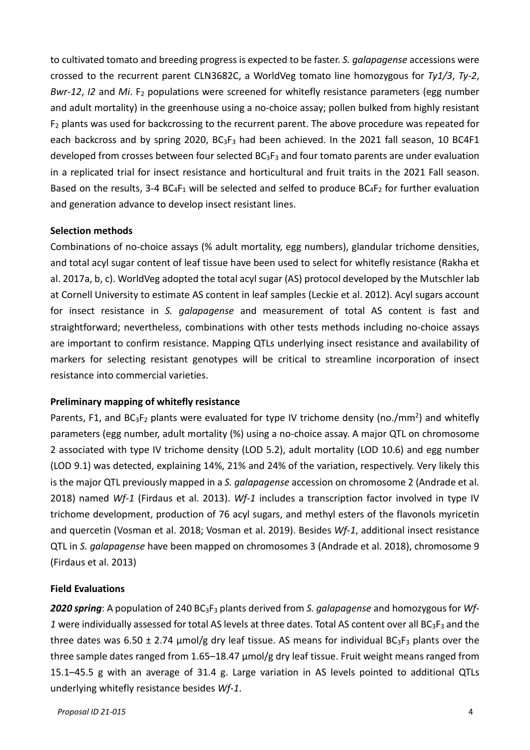to cultivated tomato and breeding progress is expected to be faster. *S. galapagense* accessions were crossed to the recurrent parent CLN3682C, a WorldVeg tomato line homozygous for *Ty1/3*, *Ty-2*, *Bwr-12*, *I2* and *Mi*. $F_2$ populations were screened for whitefly resistance parameters (egg number and adult mortality) in the greenhouse using a no-choice assay; pollen bulked from highly resistant $F_2$ plants was used for backcrossing to the recurrent parent. The above procedure was repeated for each backcross and by spring 2020, $BC_3F_3$ had been achieved. In the 2021 fall season, 10 BC4F1 developed from crosses between four selected $BC_3F_3$ and four tomato parents are under evaluation in a replicated trial for insect resistance and horticultural and fruit traits in the 2021 Fall season. Based on the results, 3-4 $BC_4F_1$ will be selected and selfed to produce $BC_4F_2$ for further evaluation and generation advance to develop insect resistant lines.

**Selection methods**

Combinations of no-choice assays (% adult mortality, egg numbers), glandular trichome densities, and total acyl sugar content of leaf tissue have been used to select for whitefly resistance (Rakha et al. 2017a, b, c). WorldVeg adopted the total acyl sugar (AS) protocol developed by the Mutschler lab at Cornell University to estimate AS content in leaf samples (Leckie et al. 2012). Acyl sugars account for insect resistance in *S. galapagense* and measurement of total AS content is fast and straightforward; nevertheless, combinations with other tests methods including no-choice assays are important to confirm resistance. Mapping QTLs underlying insect resistance and availability of markers for selecting resistant genotypes will be critical to streamline incorporation of insect resistance into commercial varieties.

**Preliminary mapping of whitefly resistance**

Parents, F1, and $BC_3F_2$ plants were evaluated for type IV trichome density (no./$mm^2$) and whitefly parameters (egg number, adult mortality (%) using a no-choice assay. A major QTL on chromosome 2 associated with type IV trichome density (LOD 5.2), adult mortality (LOD 10.6) and egg number (LOD 9.1) was detected, explaining 14%, 21% and 24% of the variation, respectively. Very likely this is the major QTL previously mapped in a *S. galapagense* accession on chromosome 2 (Andrade et al. 2018) named *Wf-1* (Firdaus et al. 2013). *Wf-1* includes a transcription factor involved in type IV trichome development, production of 76 acyl sugars, and methyl esters of the flavonols myricetin and quercetin (Vosman et al. 2018; Vosman et al. 2019). Besides *Wf-1*, additional insect resistance QTL in *S. galapagense* have been mapped on chromosomes 3 (Andrade et al. 2018), chromosome 9 (Firdaus et al. 2013)

**Field Evaluations**

***2020 spring***: A population of 240 $BC_3F_3$ plants derived from *S. galapagense* and homozygous for *Wf-1* were individually assessed for total AS levels at three dates. Total AS content over all $BC_3F_3$ and the three dates was 6.50 ± 2.74 µmol/g dry leaf tissue. AS means for individual $BC_3F_3$ plants over the three sample dates ranged from 1.65–18.47 µmol/g dry leaf tissue. Fruit weight means ranged from 15.1–45.5 g with an average of 31.4 g. Large variation in AS levels pointed to additional QTLs underlying whitefly resistance besides *Wf-1*.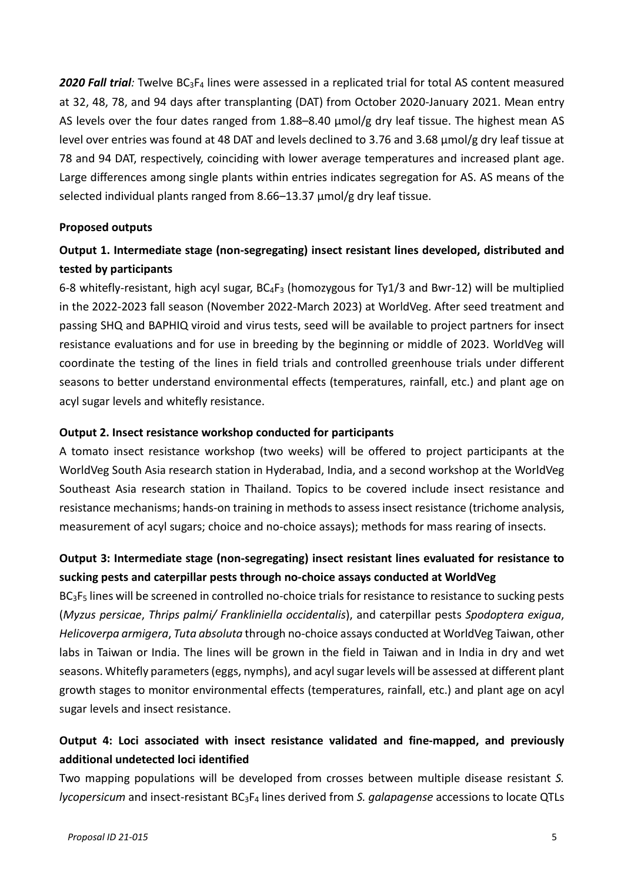***2020 Fall trial**:* Twelve $BC_3F_4$ lines were assessed in a replicated trial for total AS content measured at 32, 48, 78, and 94 days after transplanting (DAT) from October 2020-January 2021. Mean entry AS levels over the four dates ranged from 1.88–8.40 µmol/g dry leaf tissue. The highest mean AS level over entries was found at 48 DAT and levels declined to 3.76 and 3.68 µmol/g dry leaf tissue at 78 and 94 DAT, respectively, coinciding with lower average temperatures and increased plant age. Large differences among single plants within entries indicates segregation for AS. AS means of the selected individual plants ranged from 8.66–13.37 µmol/g dry leaf tissue.

**Proposed outputs**

**Output 1. Intermediate stage (non-segregating) insect resistant lines developed, distributed and tested by participants**

6-8 whitefly-resistant, high acyl sugar, $BC_4F_3$ (homozygous for Ty1/3 and Bwr-12) will be multiplied in the 2022-2023 fall season (November 2022-March 2023) at WorldVeg. After seed treatment and passing SHQ and BAPHIQ viroid and virus tests, seed will be available to project partners for insect resistance evaluations and for use in breeding by the beginning or middle of 2023. WorldVeg will coordinate the testing of the lines in field trials and controlled greenhouse trials under different seasons to better understand environmental effects (temperatures, rainfall, etc.) and plant age on acyl sugar levels and whitefly resistance.

**Output 2. Insect resistance workshop conducted for participants**

A tomato insect resistance workshop (two weeks) will be offered to project participants at the WorldVeg South Asia research station in Hyderabad, India, and a second workshop at the WorldVeg Southeast Asia research station in Thailand. Topics to be covered include insect resistance and resistance mechanisms; hands-on training in methods to assess insect resistance (trichome analysis, measurement of acyl sugars; choice and no-choice assays); methods for mass rearing of insects.

**Output 3: Intermediate stage (non-segregating) insect resistant lines evaluated for resistance to sucking pests and caterpillar pests through no-choice assays conducted at WorldVeg**

$BC_3F_5$ lines will be screened in controlled no-choice trials for resistance to resistance to sucking pests (*Myzus persicae*, *Thrips palmi/ Frankliniella occidentalis*), and caterpillar pests *Spodoptera exigua*, *Helicoverpa armigera*, *Tuta absoluta* through no-choice assays conducted at WorldVeg Taiwan, other labs in Taiwan or India. The lines will be grown in the field in Taiwan and in India in dry and wet seasons. Whitefly parameters (eggs, nymphs), and acyl sugar levels will be assessed at different plant growth stages to monitor environmental effects (temperatures, rainfall, etc.) and plant age on acyl sugar levels and insect resistance.

**Output 4: Loci associated with insect resistance validated and fine-mapped, and previously additional undetected loci identified**

Two mapping populations will be developed from crosses between multiple disease resistant *S. lycopersicum* and insect-resistant $BC_3F_4$ lines derived from *S. galapagense* accessions to locate QTLs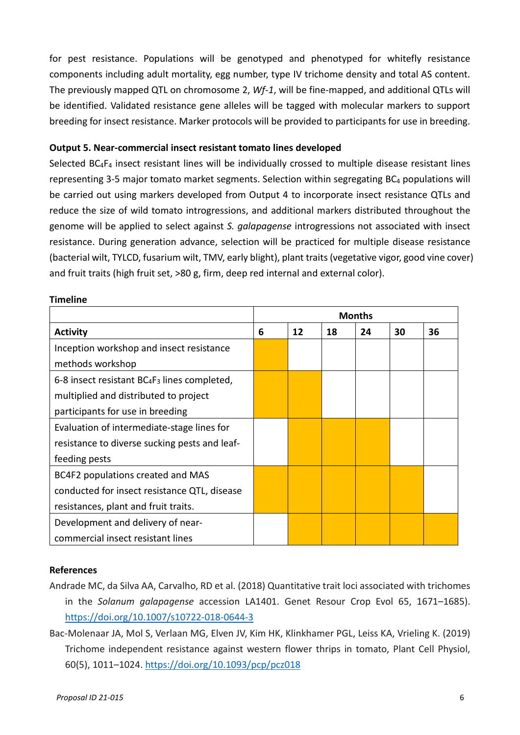for pest resistance. Populations will be genotyped and phenotyped for whitefly resistance components including adult mortality, egg number, type IV trichome density and total AS content. The previously mapped QTL on chromosome 2, *Wf-1*, will be fine-mapped, and additional QTLs will be identified. Validated resistance gene alleles will be tagged with molecular markers to support breeding for insect resistance. Marker protocols will be provided to participants for use in breeding.

**Output 5. Near-commercial insect resistant tomato lines developed**

Selected $BC_4F_4$ insect resistant lines will be individually crossed to multiple disease resistant lines representing 3-5 major tomato market segments. Selection within segregating $BC_4$ populations will be carried out using markers developed from Output 4 to incorporate insect resistance QTLs and reduce the size of wild tomato introgressions, and additional markers distributed throughout the genome will be applied to select against *S. galapagense* introgressions not associated with insect resistance. During generation advance, selection will be practiced for multiple disease resistance (bacterial wilt, TYLCD, fusarium wilt, TMV, early blight), plant traits (vegetative vigor, good vine cover) and fruit traits (high fruit set, >80 g, firm, deep red internal and external color).

**Timeline**

| | Months | | | | | |
|---|---|---|---|---|---|---|
| **Activity** | **6** | **12** | **18** | **24** | **30** | **36** |
| Inception workshop and insect resistance methods workshop | X | | | | | |
| 6-8 insect resistant $BC_4F_3$ lines completed, multiplied and distributed to project participants for use in breeding | X | X | | | | |
| Evaluation of intermediate-stage lines for resistance to diverse sucking pests and leaf-feeding pests | | X | X | X | | |
| BC4F2 populations created and MAS conducted for insect resistance QTL, disease resistances, plant and fruit traits. | X | X | X | X | X | |
| Development and delivery of near-commercial insect resistant lines | | X | X | X | X | X |

**References**

Andrade MC, da Silva AA, Carvalho, RD et al. (2018) Quantitative trait loci associated with trichomes in the *Solanum galapagense* accession LA1401. Genet Resour Crop Evol 65, 1671–1685). https://doi.org/10.1007/s10722-018-0644-3

Bac-Molenaar JA, Mol S, Verlaan MG, Elven JV, Kim HK, Klinkhamer PGL, Leiss KA, Vrieling K. (2019) Trichome independent resistance against western flower thrips in tomato, Plant Cell Physiol, 60(5), 1011–1024. https://doi.org/10.1093/pcp/pcz018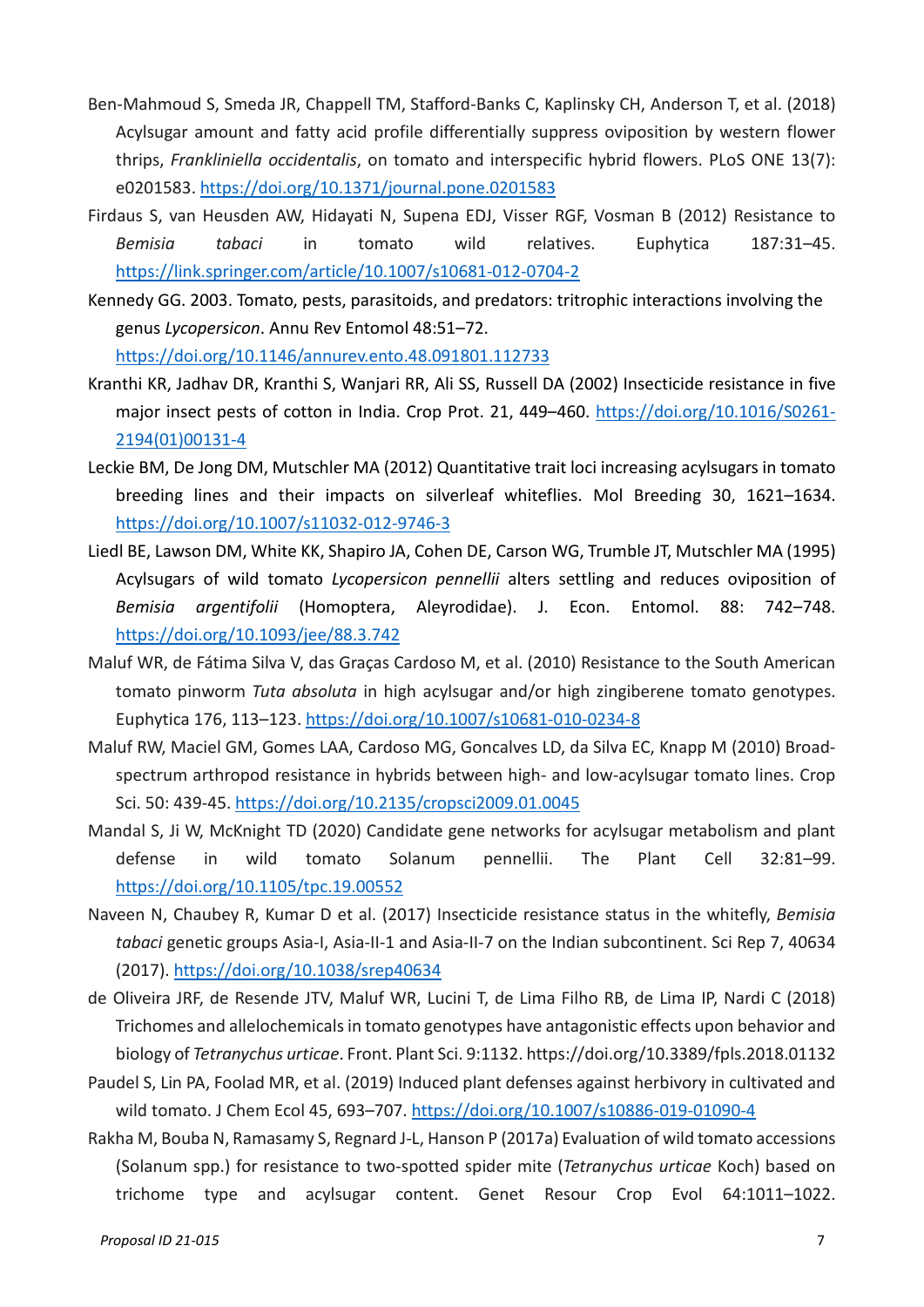Ben-Mahmoud S, Smeda JR, Chappell TM, Stafford-Banks C, Kaplinsky CH, Anderson T, et al. (2018) Acylsugar amount and fatty acid profile differentially suppress oviposition by western flower thrips, *Frankliniella occidentalis*, on tomato and interspecific hybrid flowers. PLoS ONE 13(7): e0201583. https://doi.org/10.1371/journal.pone.0201583

Firdaus S, van Heusden AW, Hidayati N, Supena EDJ, Visser RGF, Vosman B (2012) Resistance to *Bemisia tabaci* in tomato wild relatives. Euphytica 187:31–45. https://link.springer.com/article/10.1007/s10681-012-0704-2

Kennedy GG. 2003. Tomato, pests, parasitoids, and predators: tritrophic interactions involving the genus *Lycopersicon*. Annu Rev Entomol 48:51–72. https://doi.org/10.1146/annurev.ento.48.091801.112733

Kranthi KR, Jadhav DR, Kranthi S, Wanjari RR, Ali SS, Russell DA (2002) Insecticide resistance in five major insect pests of cotton in India. Crop Prot. 21, 449–460. https://doi.org/10.1016/S0261-2194(01)00131-4

Leckie BM, De Jong DM, Mutschler MA (2012) Quantitative trait loci increasing acylsugars in tomato breeding lines and their impacts on silverleaf whiteflies. Mol Breeding 30, 1621–1634. https://doi.org/10.1007/s11032-012-9746-3

Liedl BE, Lawson DM, White KK, Shapiro JA, Cohen DE, Carson WG, Trumble JT, Mutschler MA (1995) Acylsugars of wild tomato *Lycopersicon pennellii* alters settling and reduces oviposition of *Bemisia argentifolii* (Homoptera, Aleyrodidae). J. Econ. Entomol. 88: 742–748. https://doi.org/10.1093/jee/88.3.742

Maluf WR, de Fátima Silva V, das Graças Cardoso M, et al. (2010) Resistance to the South American tomato pinworm *Tuta absoluta* in high acylsugar and/or high zingiberene tomato genotypes. Euphytica 176, 113–123. https://doi.org/10.1007/s10681-010-0234-8

Maluf RW, Maciel GM, Gomes LAA, Cardoso MG, Goncalves LD, da Silva EC, Knapp M (2010) Broad-spectrum arthropod resistance in hybrids between high- and low-acylsugar tomato lines. Crop Sci. 50: 439-45. https://doi.org/10.2135/cropsci2009.01.0045

Mandal S, Ji W, McKnight TD (2020) Candidate gene networks for acylsugar metabolism and plant defense in wild tomato Solanum pennellii. The Plant Cell 32:81–99. https://doi.org/10.1105/tpc.19.00552

Naveen N, Chaubey R, Kumar D et al. (2017) Insecticide resistance status in the whitefly, *Bemisia tabaci* genetic groups Asia-I, Asia-II-1 and Asia-II-7 on the Indian subcontinent. Sci Rep 7, 40634 (2017). https://doi.org/10.1038/srep40634

de Oliveira JRF, de Resende JTV, Maluf WR, Lucini T, de Lima Filho RB, de Lima IP, Nardi C (2018) Trichomes and allelochemicals in tomato genotypes have antagonistic effects upon behavior and biology of *Tetranychus urticae*. Front. Plant Sci. 9:1132. https://doi.org/10.3389/fpls.2018.01132

Paudel S, Lin PA, Foolad MR, et al. (2019) Induced plant defenses against herbivory in cultivated and wild tomato. J Chem Ecol 45, 693–707. https://doi.org/10.1007/s10886-019-01090-4

Rakha M, Bouba N, Ramasamy S, Regnard J-L, Hanson P (2017a) Evaluation of wild tomato accessions (Solanum spp.) for resistance to two-spotted spider mite (*Tetranychus urticae* Koch) based on trichome type and acylsugar content. Genet Resour Crop Evol 64:1011–1022.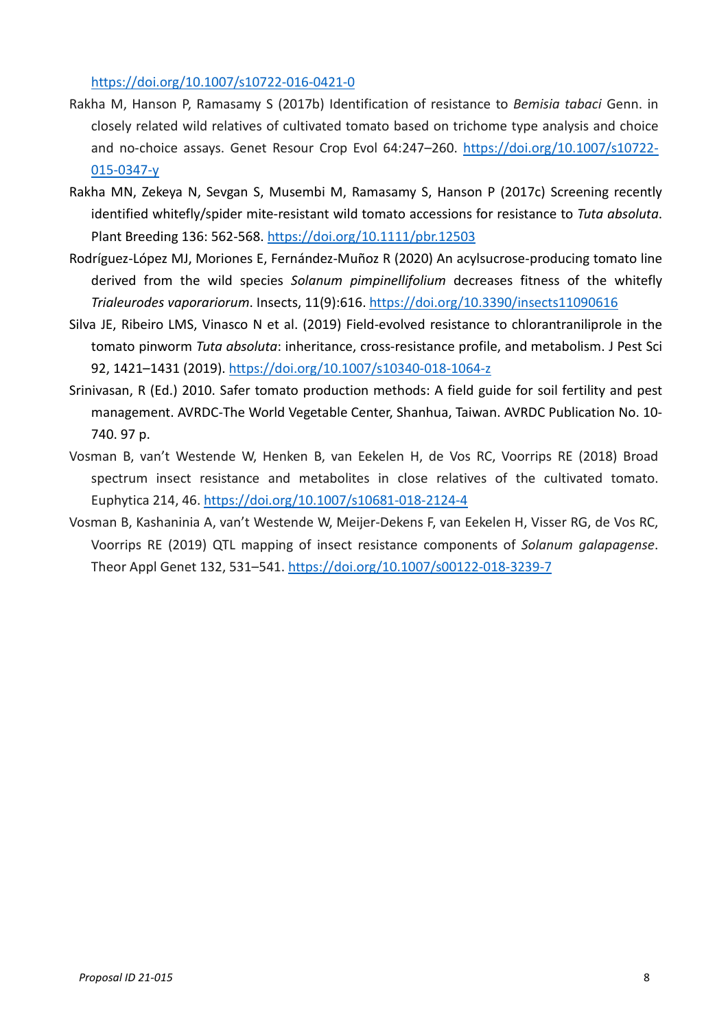https://doi.org/10.1007/s10722-016-0421-0

Rakha M, Hanson P, Ramasamy S (2017b) Identification of resistance to *Bemisia tabaci* Genn. in closely related wild relatives of cultivated tomato based on trichome type analysis and choice and no-choice assays. Genet Resour Crop Evol 64:247–260. https://doi.org/10.1007/s10722-015-0347-y

Rakha MN, Zekeya N, Sevgan S, Musembi M, Ramasamy S, Hanson P (2017c) Screening recently identified whitefly/spider mite-resistant wild tomato accessions for resistance to *Tuta absoluta*. Plant Breeding 136: 562-568. https://doi.org/10.1111/pbr.12503

Rodríguez-López MJ, Moriones E, Fernández-Muñoz R (2020) An acylsucrose-producing tomato line derived from the wild species *Solanum pimpinellifolium* decreases fitness of the whitefly *Trialeurodes vaporariorum*. Insects, 11(9):616. https://doi.org/10.3390/insects11090616

Silva JE, Ribeiro LMS, Vinasco N et al. (2019) Field-evolved resistance to chlorantraniliprole in the tomato pinworm *Tuta absoluta*: inheritance, cross-resistance profile, and metabolism. J Pest Sci 92, 1421–1431 (2019). https://doi.org/10.1007/s10340-018-1064-z

Srinivasan, R (Ed.) 2010. Safer tomato production methods: A field guide for soil fertility and pest management. AVRDC-The World Vegetable Center, Shanhua, Taiwan. AVRDC Publication No. 10-740. 97 p.

Vosman B, van't Westende W, Henken B, van Eekelen H, de Vos RC, Voorrips RE (2018) Broad spectrum insect resistance and metabolites in close relatives of the cultivated tomato. Euphytica 214, 46. https://doi.org/10.1007/s10681-018-2124-4

Vosman B, Kashaninia A, van't Westende W, Meijer-Dekens F, van Eekelen H, Visser RG, de Vos RC, Voorrips RE (2019) QTL mapping of insect resistance components of *Solanum galapagense*. Theor Appl Genet 132, 531–541. https://doi.org/10.1007/s00122-018-3239-7